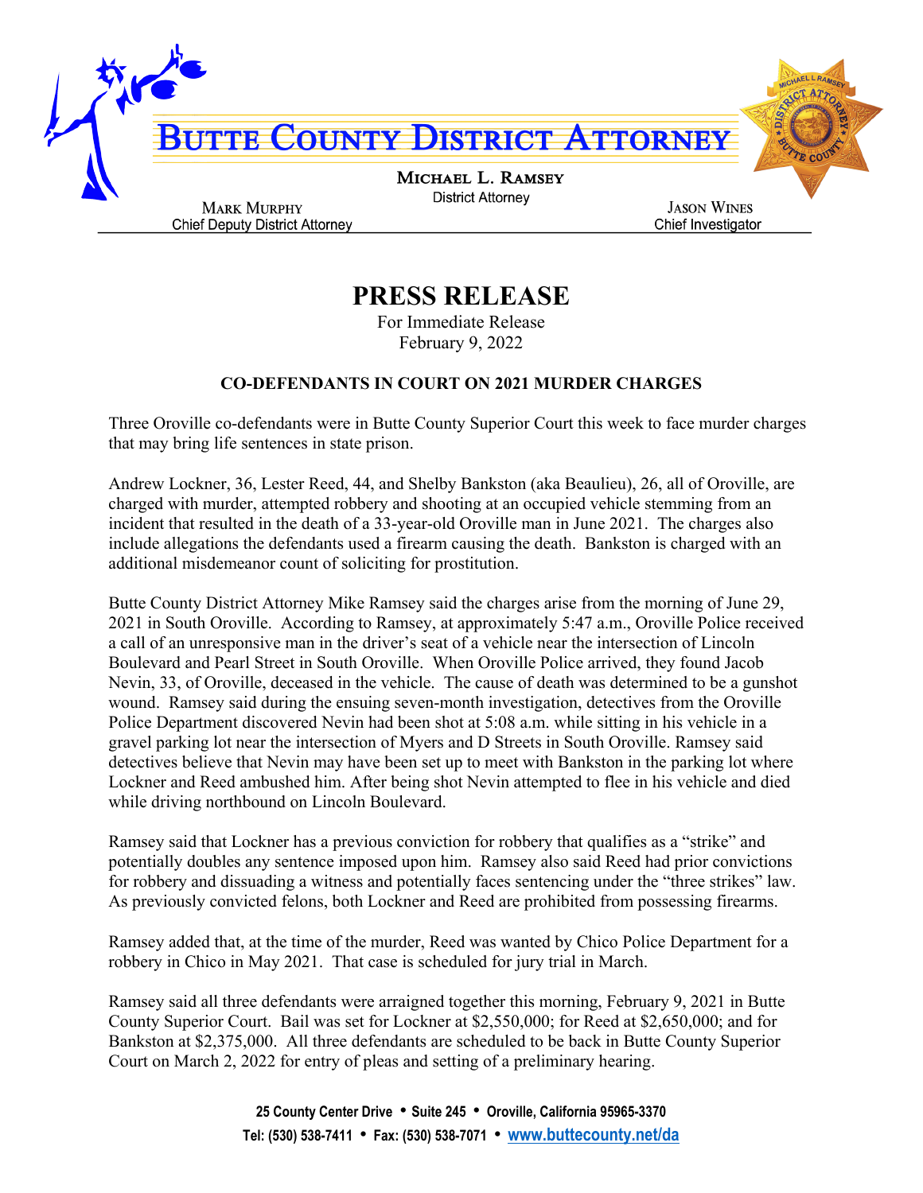# BUTTE COUNTY DISTRICT ATTORNEY

**MICHAEL L. RAMSEY**
District Attorney

**MARK MURPHY**
Chief Deputy District Attorney

**JASON WINES**
Chief Investigator

## PRESS RELEASE

For Immediate Release
February 9, 2022

### CO-DEFENDANTS IN COURT ON 2021 MURDER CHARGES

Three Oroville co-defendants were in Butte County Superior Court this week to face murder charges that may bring life sentences in state prison.

Andrew Lockner, 36, Lester Reed, 44, and Shelby Bankston (aka Beaulieu), 26, all of Oroville, are charged with murder, attempted robbery and shooting at an occupied vehicle stemming from an incident that resulted in the death of a 33-year-old Oroville man in June 2021. The charges also include allegations the defendants used a firearm causing the death. Bankston is charged with an additional misdemeanor count of soliciting for prostitution.

Butte County District Attorney Mike Ramsey said the charges arise from the morning of June 29, 2021 in South Oroville. According to Ramsey, at approximately 5:47 a.m., Oroville Police received a call of an unresponsive man in the driver's seat of a vehicle near the intersection of Lincoln Boulevard and Pearl Street in South Oroville. When Oroville Police arrived, they found Jacob Nevin, 33, of Oroville, deceased in the vehicle. The cause of death was determined to be a gunshot wound. Ramsey said during the ensuing seven-month investigation, detectives from the Oroville Police Department discovered Nevin had been shot at 5:08 a.m. while sitting in his vehicle in a gravel parking lot near the intersection of Myers and D Streets in South Oroville. Ramsey said detectives believe that Nevin may have been set up to meet with Bankston in the parking lot where Lockner and Reed ambushed him. After being shot Nevin attempted to flee in his vehicle and died while driving northbound on Lincoln Boulevard.

Ramsey said that Lockner has a previous conviction for robbery that qualifies as a "strike" and potentially doubles any sentence imposed upon him. Ramsey also said Reed had prior convictions for robbery and dissuading a witness and potentially faces sentencing under the "three strikes" law. As previously convicted felons, both Lockner and Reed are prohibited from possessing firearms.

Ramsey added that, at the time of the murder, Reed was wanted by Chico Police Department for a robbery in Chico in May 2021. That case is scheduled for jury trial in March.

Ramsey said all three defendants were arraigned together this morning, February 9, 2021 in Butte County Superior Court. Bail was set for Lockner at $2,550,000; for Reed at $2,650,000; and for Bankston at $2,375,000. All three defendants are scheduled to be back in Butte County Superior Court on March 2, 2022 for entry of pleas and setting of a preliminary hearing.

**25 County Center Drive • Suite 245 • Oroville, California 95965-3370**
**Tel: (530) 538-7411 • Fax: (530) 538-7071 • www.buttecounty.net/da**